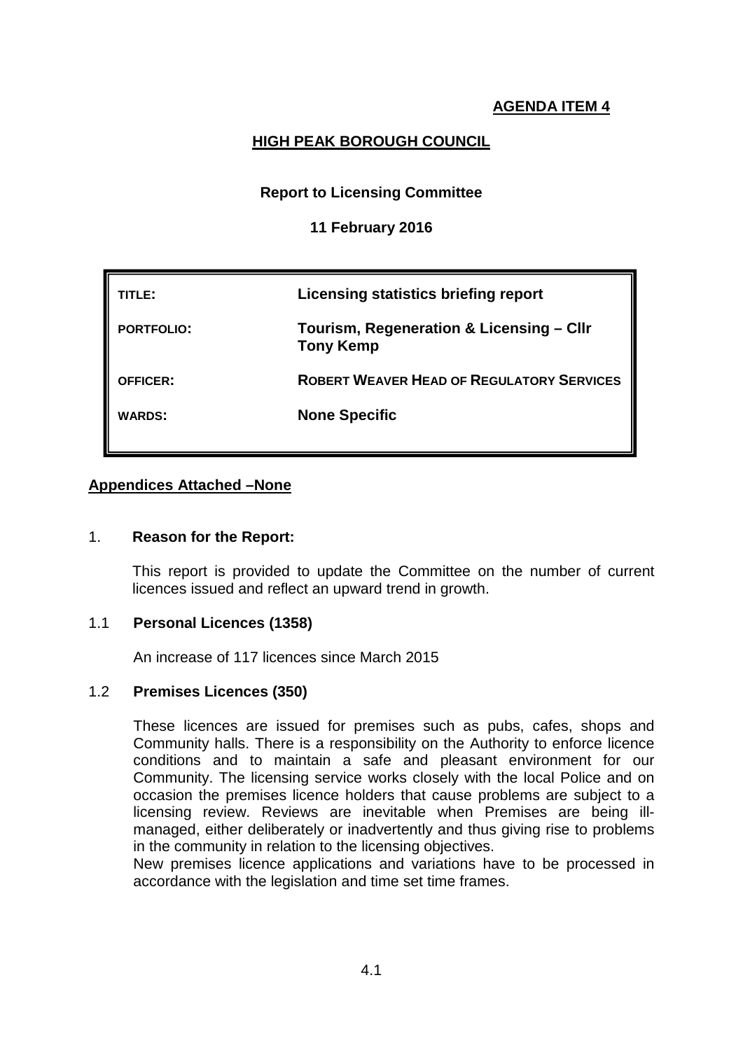**AGENDA ITEM 4**

# HIGH PEAK BOROUGH COUNCIL

**Report to Licensing Committee**

**11 February 2016**

| | |
|---|---|
| **TITLE:** | **Licensing statistics briefing report** |
| **PORTFOLIO:** | **Tourism, Regeneration & Licensing – Cllr Tony Kemp** |
| **OFFICER:** | **ROBERT WEAVER HEAD OF REGULATORY SERVICES** |
| **WARDS:** | **None Specific** |

**Appendices Attached –None**

1. **Reason for the Report:**

This report is provided to update the Committee on the number of current licences issued and reflect an upward trend in growth.

1.1 **Personal Licences (1358)**

An increase of 117 licences since March 2015

1.2 **Premises Licences (350)**

These licences are issued for premises such as pubs, cafes, shops and Community halls. There is a responsibility on the Authority to enforce licence conditions and to maintain a safe and pleasant environment for our Community. The licensing service works closely with the local Police and on occasion the premises licence holders that cause problems are subject to a licensing review. Reviews are inevitable when Premises are being ill-managed, either deliberately or inadvertently and thus giving rise to problems in the community in relation to the licensing objectives.

New premises licence applications and variations have to be processed in accordance with the legislation and time set time frames.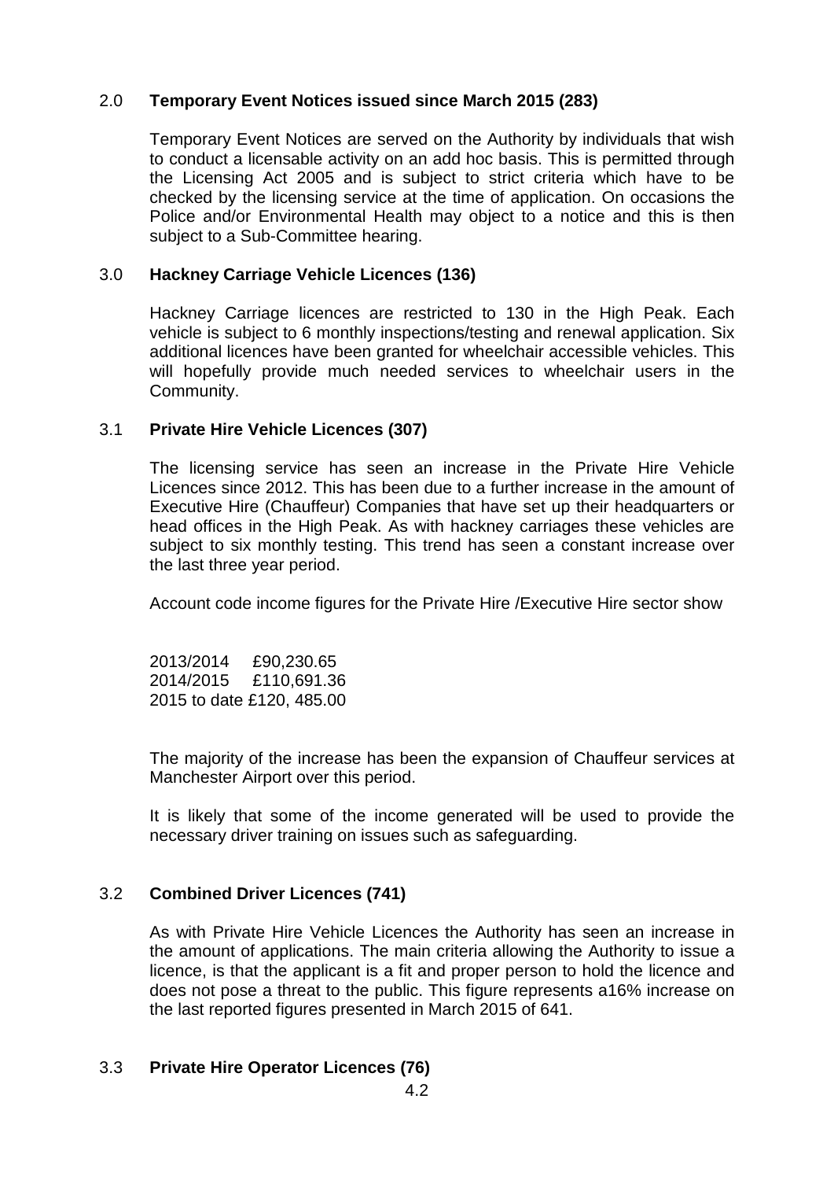### 2.0 **Temporary Event Notices issued since March 2015 (283)**

Temporary Event Notices are served on the Authority by individuals that wish to conduct a licensable activity on an add hoc basis. This is permitted through the Licensing Act 2005 and is subject to strict criteria which have to be checked by the licensing service at the time of application. On occasions the Police and/or Environmental Health may object to a notice and this is then subject to a Sub-Committee hearing.

### 3.0 **Hackney Carriage Vehicle Licences (136)**

Hackney Carriage licences are restricted to 130 in the High Peak. Each vehicle is subject to 6 monthly inspections/testing and renewal application. Six additional licences have been granted for wheelchair accessible vehicles. This will hopefully provide much needed services to wheelchair users in the Community.

### 3.1 **Private Hire Vehicle Licences (307)**

The licensing service has seen an increase in the Private Hire Vehicle Licences since 2012. This has been due to a further increase in the amount of Executive Hire (Chauffeur) Companies that have set up their headquarters or head offices in the High Peak. As with hackney carriages these vehicles are subject to six monthly testing. This trend has seen a constant increase over the last three year period.

Account code income figures for the Private Hire /Executive Hire sector show

2013/2014 £90,230.65  
2014/2015 £110,691.36  
2015 to date £120, 485.00

The majority of the increase has been the expansion of Chauffeur services at Manchester Airport over this period.

It is likely that some of the income generated will be used to provide the necessary driver training on issues such as safeguarding.

### 3.2 **Combined Driver Licences (741)**

As with Private Hire Vehicle Licences the Authority has seen an increase in the amount of applications. The main criteria allowing the Authority to issue a licence, is that the applicant is a fit and proper person to hold the licence and does not pose a threat to the public. This figure represents a16% increase on the last reported figures presented in March 2015 of 641.

### 3.3 **Private Hire Operator Licences (76)**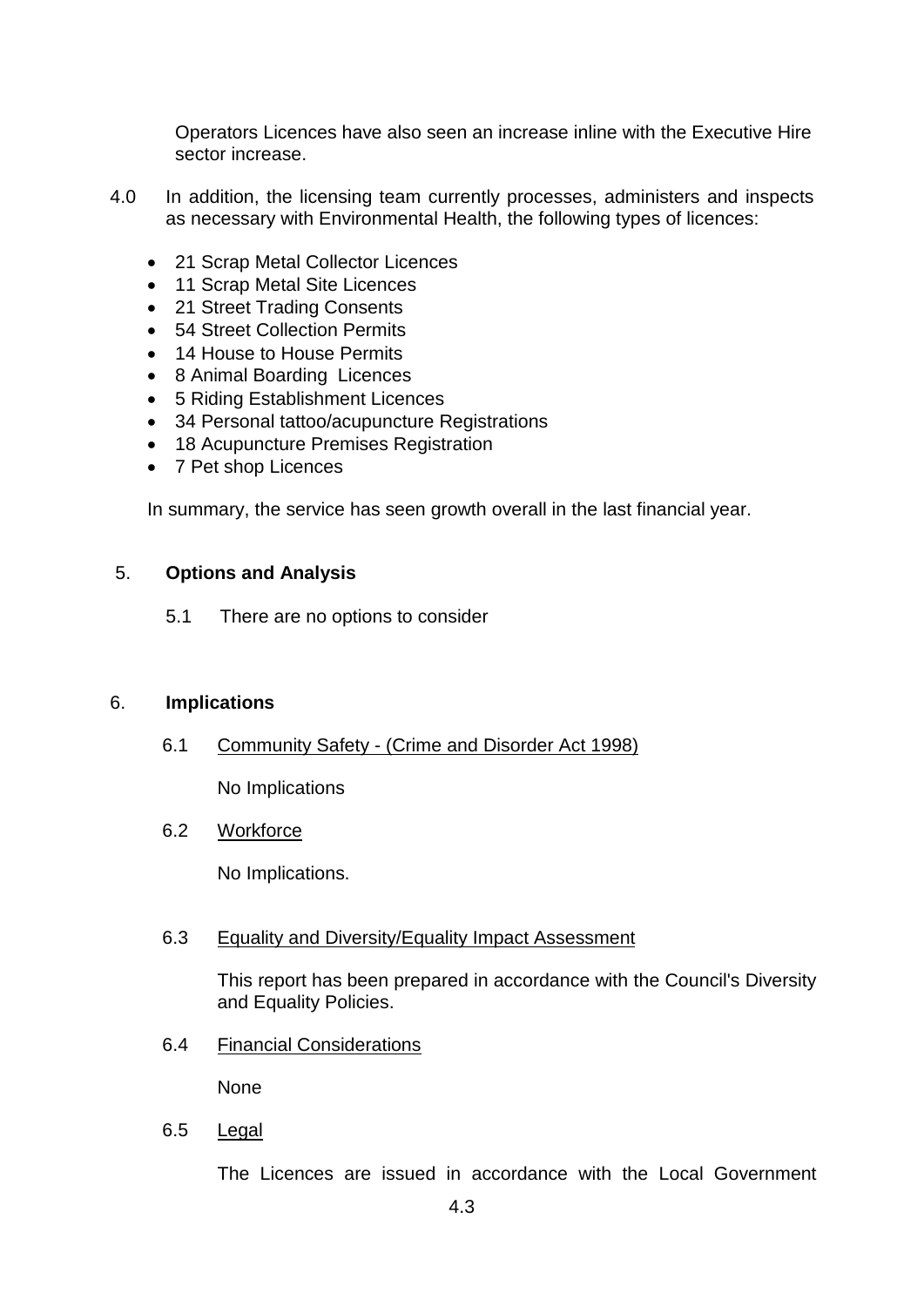Operators Licences have also seen an increase inline with the Executive Hire sector increase.

4.0 In addition, the licensing team currently processes, administers and inspects as necessary with Environmental Health, the following types of licences:

- 21 Scrap Metal Collector Licences
- 11 Scrap Metal Site Licences
- 21 Street Trading Consents
- 54 Street Collection Permits
- 14 House to House Permits
- 8 Animal Boarding Licences
- 5 Riding Establishment Licences
- 34 Personal tattoo/acupuncture Registrations
- 18 Acupuncture Premises Registration
- 7 Pet shop Licences

In summary, the service has seen growth overall in the last financial year.

## 5. Options and Analysis

5.1 There are no options to consider

## 6. Implications

6.1 Community Safety - (Crime and Disorder Act 1998)

No Implications

6.2 Workforce

No Implications.

6.3 Equality and Diversity/Equality Impact Assessment

This report has been prepared in accordance with the Council's Diversity and Equality Policies.

6.4 Financial Considerations

None

6.5 Legal

The Licences are issued in accordance with the Local Government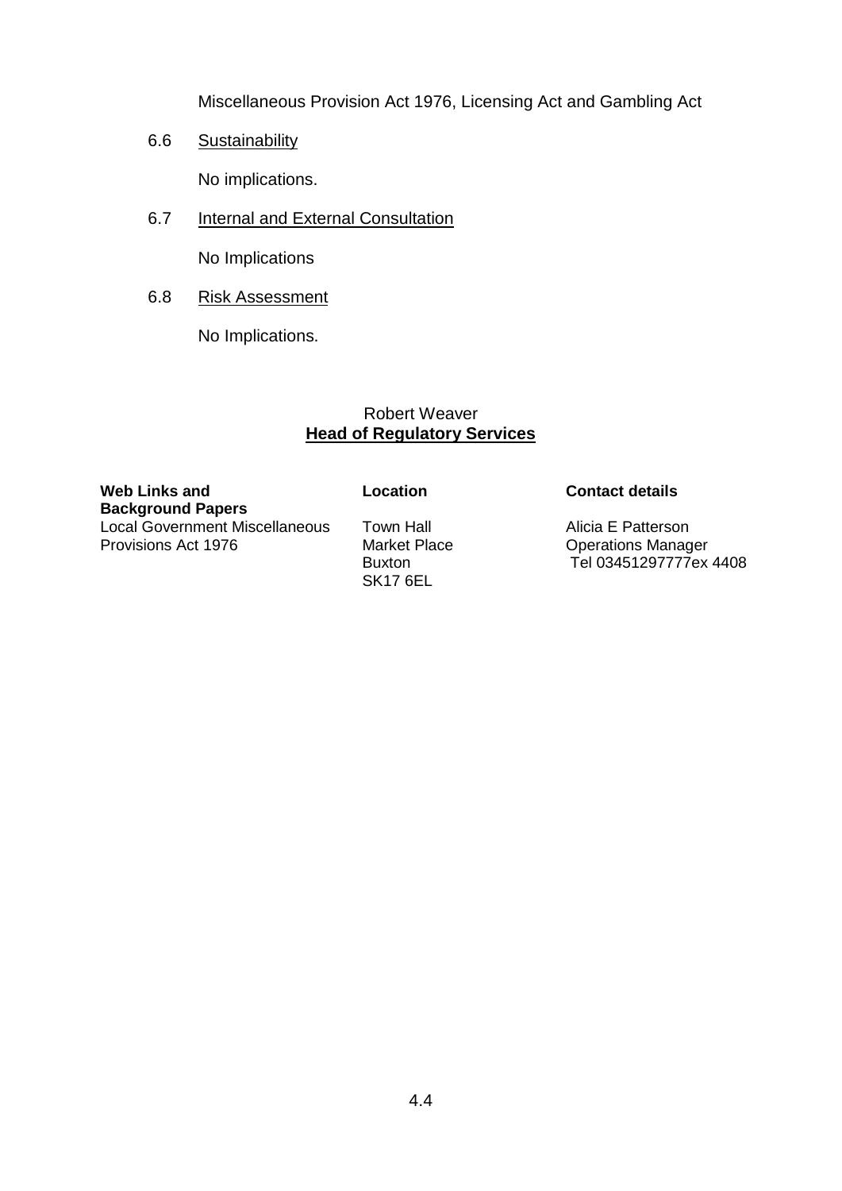Miscellaneous Provision Act 1976, Licensing Act and Gambling Act

6.6 Sustainability

No implications.

6.7 Internal and External Consultation

No Implications

6.8 Risk Assessment

No Implications.

Robert Weaver
**Head of Regulatory Services**

| **Web Links and Background Papers** | **Location** | **Contact details** |
| --- | --- | --- |
| Local Government Miscellaneous Provisions Act 1976 | Town Hall<br>Market Place<br>Buxton<br>SK17 6EL | Alicia E Patterson<br>Operations Manager<br>Tel 03451297777ex 4408 |